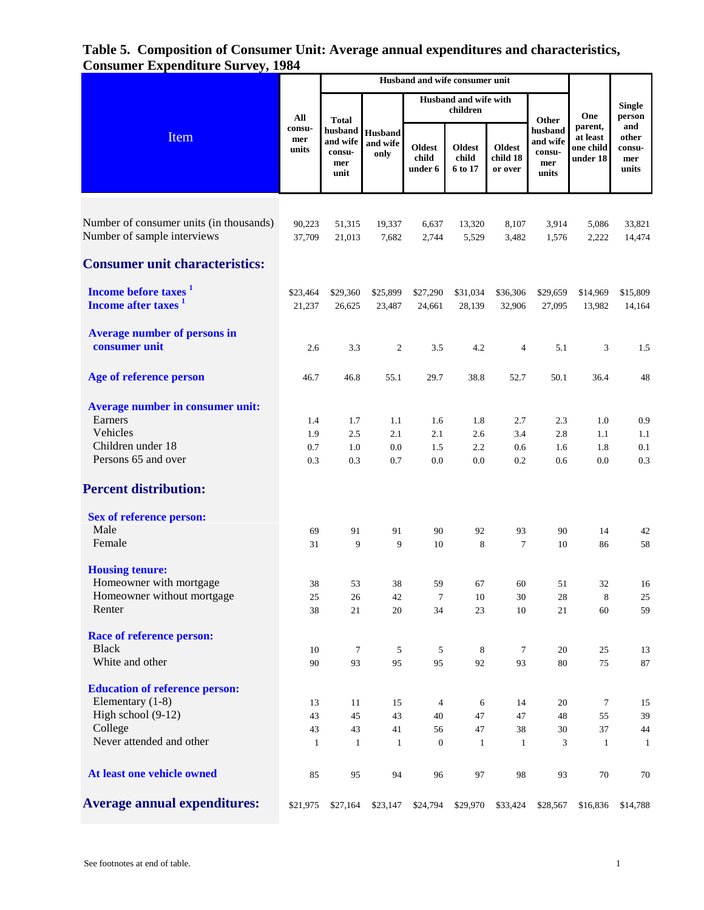# Table 5. Composition of Consumer Unit: Average annual expenditures and characteristics, Consumer Expenditure Survey, 1984

| Item | All consumer units | Husband and wife consumer unit: Total husband and wife consumer unit | Husband and wife only | Husband and wife with children: Oldest child under 6 | Oldest child 6 to 17 | Oldest child 18 or over | Other husband and wife consumer units | One parent, at least one child under 18 | Single person and other consumer units |
|---|---|---|---|---|---|---|---|---|---|
| Number of consumer units (in thousands) | 90,223 | 51,315 | 19,337 | 6,637 | 13,320 | 8,107 | 3,914 | 5,086 | 33,821 |
| Number of sample interviews | 37,709 | 21,013 | 7,682 | 2,744 | 5,529 | 3,482 | 1,576 | 2,222 | 14,474 |
| **Consumer unit characteristics:** | | | | | | | | | |
| **Income before taxes** [1] | $23,464 | $29,360 | $25,899 | $27,290 | $31,034 | $36,306 | $29,659 | $14,969 | $15,809 |
| **Income after taxes** [1] | 21,237 | 26,625 | 23,487 | 24,661 | 28,139 | 32,906 | 27,095 | 13,982 | 14,164 |
| **Average number of persons in consumer unit** | 2.6 | 3.3 | 2 | 3.5 | 4.2 | 4 | 5.1 | 3 | 1.5 |
| **Age of reference person** | 46.7 | 46.8 | 55.1 | 29.7 | 38.8 | 52.7 | 50.1 | 36.4 | 48 |
| **Average number in consumer unit:** | | | | | | | | | |
| Earners | 1.4 | 1.7 | 1.1 | 1.6 | 1.8 | 2.7 | 2.3 | 1.0 | 0.9 |
| Vehicles | 1.9 | 2.5 | 2.1 | 2.1 | 2.6 | 3.4 | 2.8 | 1.1 | 1.1 |
| Children under 18 | 0.7 | 1.0 | 0.0 | 1.5 | 2.2 | 0.6 | 1.6 | 1.8 | 0.1 |
| Persons 65 and over | 0.3 | 0.3 | 0.7 | 0.0 | 0.0 | 0.2 | 0.6 | 0.0 | 0.3 |
| **Percent distribution:** | | | | | | | | | |
| **Sex of reference person:** | | | | | | | | | |
| Male | 69 | 91 | 91 | 90 | 92 | 93 | 90 | 14 | 42 |
| Female | 31 | 9 | 9 | 10 | 8 | 7 | 10 | 86 | 58 |
| **Housing tenure:** | | | | | | | | | |
| Homeowner with mortgage | 38 | 53 | 38 | 59 | 67 | 60 | 51 | 32 | 16 |
| Homeowner without mortgage | 25 | 26 | 42 | 7 | 10 | 30 | 28 | 8 | 25 |
| Renter | 38 | 21 | 20 | 34 | 23 | 10 | 21 | 60 | 59 |
| **Race of reference person:** | | | | | | | | | |
| Black | 10 | 7 | 5 | 5 | 8 | 7 | 20 | 25 | 13 |
| White and other | 90 | 93 | 95 | 95 | 92 | 93 | 80 | 75 | 87 |
| **Education of reference person:** | | | | | | | | | |
| Elementary (1-8) | 13 | 11 | 15 | 4 | 6 | 14 | 20 | 7 | 15 |
| High school (9-12) | 43 | 45 | 43 | 40 | 47 | 47 | 48 | 55 | 39 |
| College | 43 | 43 | 41 | 56 | 47 | 38 | 30 | 37 | 44 |
| Never attended and other | 1 | 1 | 1 | 0 | 1 | 1 | 3 | 1 | 1 |
| **At least one vehicle owned** | 85 | 95 | 94 | 96 | 97 | 98 | 93 | 70 | 70 |
| **Average annual expenditures:** | $21,975 | $27,164 | $23,147 | $24,794 | $29,970 | $33,424 | $28,567 | $16,836 | $14,788 |

See footnotes at end of table.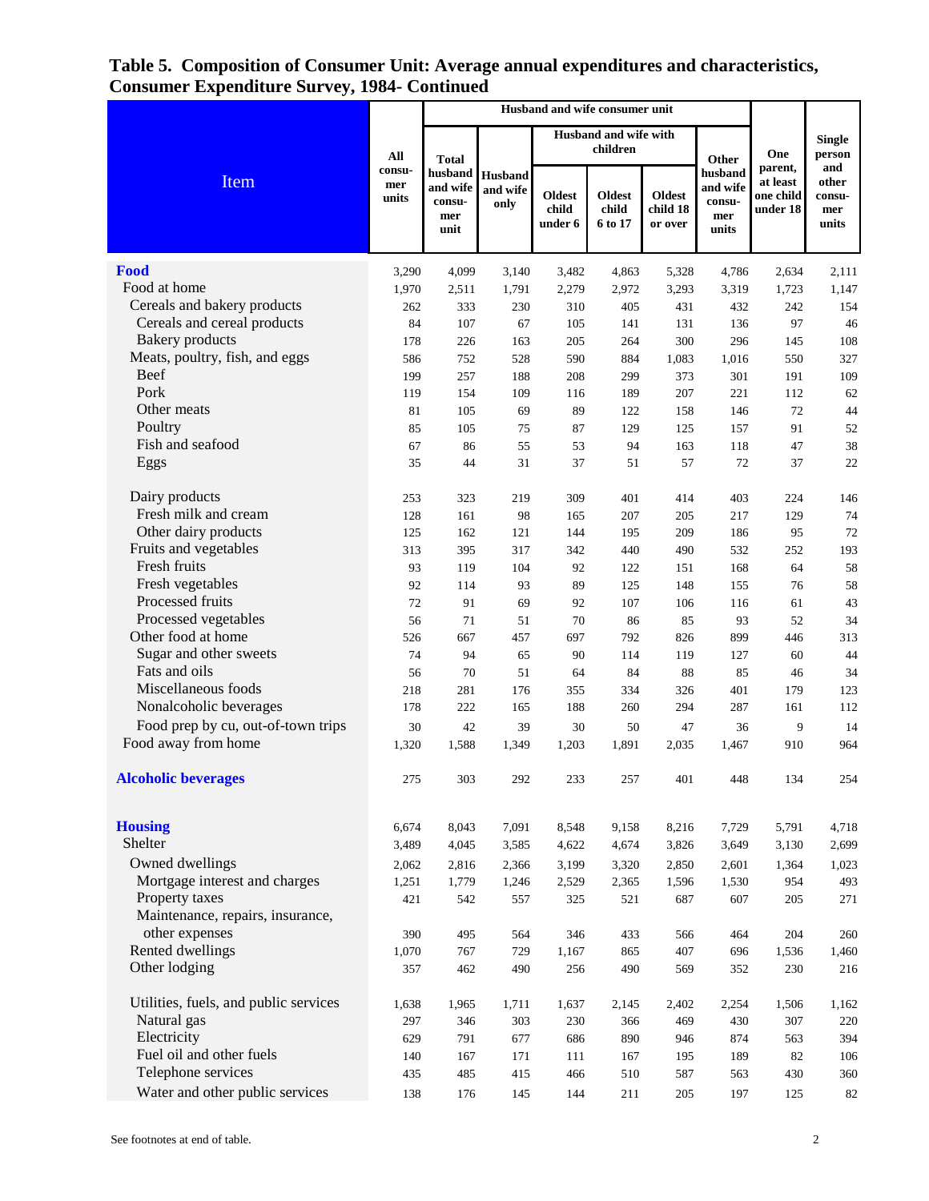## Table 5. Composition of Consumer Unit: Average annual expenditures and characteristics, Consumer Expenditure Survey, 1984- Continued

| Item | All consumer units | Husband and wife consumer unit | | | | | | One parent, at least one child under 18 | Single person and other consumer units |
|---|---|---|---|---|---|---|---|---|---|
| | | Total husband and wife consumer unit | Husband and wife only | Husband and wife with children | | | Other husband and wife consumer units | | |
| | | | | Oldest child under 6 | Oldest child 6 to 17 | Oldest child 18 or over | | | |
| **Food** | 3,290 | 4,099 | 3,140 | 3,482 | 4,863 | 5,328 | 4,786 | 2,634 | 2,111 |
| Food at home | 1,970 | 2,511 | 1,791 | 2,279 | 2,972 | 3,293 | 3,319 | 1,723 | 1,147 |
| Cereals and bakery products | 262 | 333 | 230 | 310 | 405 | 431 | 432 | 242 | 154 |
| Cereals and cereal products | 84 | 107 | 67 | 105 | 141 | 131 | 136 | 97 | 46 |
| Bakery products | 178 | 226 | 163 | 205 | 264 | 300 | 296 | 145 | 108 |
| Meats, poultry, fish, and eggs | 586 | 752 | 528 | 590 | 884 | 1,083 | 1,016 | 550 | 327 |
| Beef | 199 | 257 | 188 | 208 | 299 | 373 | 301 | 191 | 109 |
| Pork | 119 | 154 | 109 | 116 | 189 | 207 | 221 | 112 | 62 |
| Other meats | 81 | 105 | 69 | 89 | 122 | 158 | 146 | 72 | 44 |
| Poultry | 85 | 105 | 75 | 87 | 129 | 125 | 157 | 91 | 52 |
| Fish and seafood | 67 | 86 | 55 | 53 | 94 | 163 | 118 | 47 | 38 |
| Eggs | 35 | 44 | 31 | 37 | 51 | 57 | 72 | 37 | 22 |
| Dairy products | 253 | 323 | 219 | 309 | 401 | 414 | 403 | 224 | 146 |
| Fresh milk and cream | 128 | 161 | 98 | 165 | 207 | 205 | 217 | 129 | 74 |
| Other dairy products | 125 | 162 | 121 | 144 | 195 | 209 | 186 | 95 | 72 |
| Fruits and vegetables | 313 | 395 | 317 | 342 | 440 | 490 | 532 | 252 | 193 |
| Fresh fruits | 93 | 119 | 104 | 92 | 122 | 151 | 168 | 64 | 58 |
| Fresh vegetables | 92 | 114 | 93 | 89 | 125 | 148 | 155 | 76 | 58 |
| Processed fruits | 72 | 91 | 69 | 92 | 107 | 106 | 116 | 61 | 43 |
| Processed vegetables | 56 | 71 | 51 | 70 | 86 | 85 | 93 | 52 | 34 |
| Other food at home | 526 | 667 | 457 | 697 | 792 | 826 | 899 | 446 | 313 |
| Sugar and other sweets | 74 | 94 | 65 | 90 | 114 | 119 | 127 | 60 | 44 |
| Fats and oils | 56 | 70 | 51 | 64 | 84 | 88 | 85 | 46 | 34 |
| Miscellaneous foods | 218 | 281 | 176 | 355 | 334 | 326 | 401 | 179 | 123 |
| Nonalcoholic beverages | 178 | 222 | 165 | 188 | 260 | 294 | 287 | 161 | 112 |
| Food prep by cu, out-of-town trips | 30 | 42 | 39 | 30 | 50 | 47 | 36 | 9 | 14 |
| Food away from home | 1,320 | 1,588 | 1,349 | 1,203 | 1,891 | 2,035 | 1,467 | 910 | 964 |
| **Alcoholic beverages** | 275 | 303 | 292 | 233 | 257 | 401 | 448 | 134 | 254 |
| **Housing** | 6,674 | 8,043 | 7,091 | 8,548 | 9,158 | 8,216 | 7,729 | 5,791 | 4,718 |
| Shelter | 3,489 | 4,045 | 3,585 | 4,622 | 4,674 | 3,826 | 3,649 | 3,130 | 2,699 |
| Owned dwellings | 2,062 | 2,816 | 2,366 | 3,199 | 3,320 | 2,850 | 2,601 | 1,364 | 1,023 |
| Mortgage interest and charges | 1,251 | 1,779 | 1,246 | 2,529 | 2,365 | 1,596 | 1,530 | 954 | 493 |
| Property taxes | 421 | 542 | 557 | 325 | 521 | 687 | 607 | 205 | 271 |
| Maintenance, repairs, insurance, other expenses | 390 | 495 | 564 | 346 | 433 | 566 | 464 | 204 | 260 |
| Rented dwellings | 1,070 | 767 | 729 | 1,167 | 865 | 407 | 696 | 1,536 | 1,460 |
| Other lodging | 357 | 462 | 490 | 256 | 490 | 569 | 352 | 230 | 216 |
| Utilities, fuels, and public services | 1,638 | 1,965 | 1,711 | 1,637 | 2,145 | 2,402 | 2,254 | 1,506 | 1,162 |
| Natural gas | 297 | 346 | 303 | 230 | 366 | 469 | 430 | 307 | 220 |
| Electricity | 629 | 791 | 677 | 686 | 890 | 946 | 874 | 563 | 394 |
| Fuel oil and other fuels | 140 | 167 | 171 | 111 | 167 | 195 | 189 | 82 | 106 |
| Telephone services | 435 | 485 | 415 | 466 | 510 | 587 | 563 | 430 | 360 |
| Water and other public services | 138 | 176 | 145 | 144 | 211 | 205 | 197 | 125 | 82 |

See footnotes at end of table.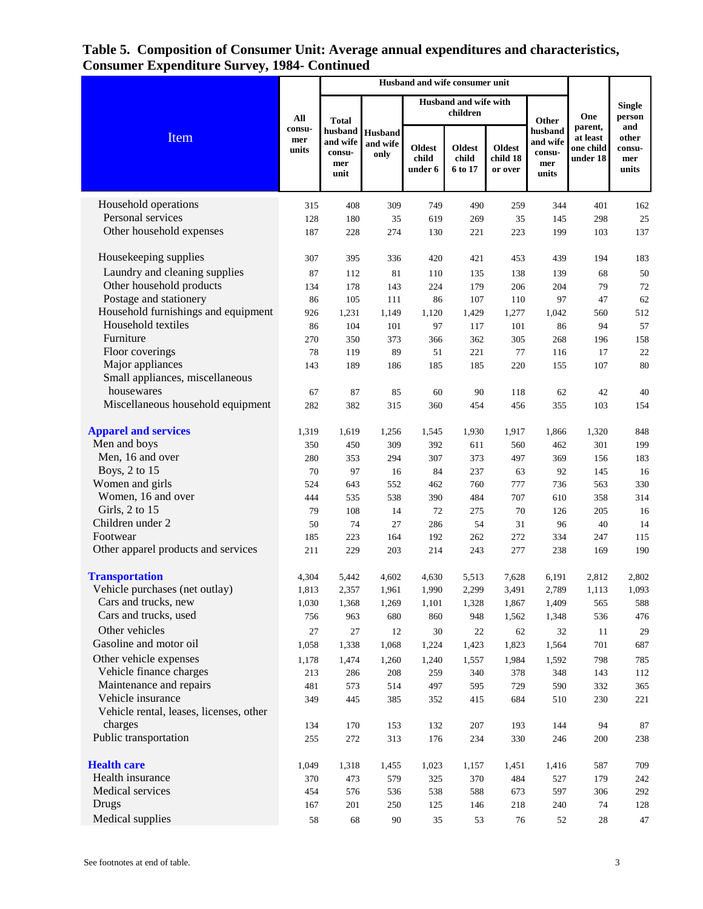## Table 5. Composition of Consumer Unit: Average annual expenditures and characteristics, Consumer Expenditure Survey, 1984- Continued

| Item | All consumer units | Husband and wife consumer unit | | | | | | One parent, at least one child under 18 | Single person and other consumer units |
|---|---|---|---|---|---|---|---|---|---|
| | | Total husband and wife consumer unit | Husband and wife only | Husband and wife with children | | | Other husband and wife consumer units | | |
| | | | | Oldest child under 6 | Oldest child 6 to 17 | Oldest child 18 or over | | | |
| Household operations | 315 | 408 | 309 | 749 | 490 | 259 | 344 | 401 | 162 |
| Personal services | 128 | 180 | 35 | 619 | 269 | 35 | 145 | 298 | 25 |
| Other household expenses | 187 | 228 | 274 | 130 | 221 | 223 | 199 | 103 | 137 |
| Housekeeping supplies | 307 | 395 | 336 | 420 | 421 | 453 | 439 | 194 | 183 |
| Laundry and cleaning supplies | 87 | 112 | 81 | 110 | 135 | 138 | 139 | 68 | 50 |
| Other household products | 134 | 178 | 143 | 224 | 179 | 206 | 204 | 79 | 72 |
| Postage and stationery | 86 | 105 | 111 | 86 | 107 | 110 | 97 | 47 | 62 |
| Household furnishings and equipment | 926 | 1,231 | 1,149 | 1,120 | 1,429 | 1,277 | 1,042 | 560 | 512 |
| Household textiles | 86 | 104 | 101 | 97 | 117 | 101 | 86 | 94 | 57 |
| Furniture | 270 | 350 | 373 | 366 | 362 | 305 | 268 | 196 | 158 |
| Floor coverings | 78 | 119 | 89 | 51 | 221 | 77 | 116 | 17 | 22 |
| Major appliances | 143 | 189 | 186 | 185 | 185 | 220 | 155 | 107 | 80 |
| Small appliances, miscellaneous housewares | 67 | 87 | 85 | 60 | 90 | 118 | 62 | 42 | 40 |
| Miscellaneous household equipment | 282 | 382 | 315 | 360 | 454 | 456 | 355 | 103 | 154 |
| **Apparel and services** | 1,319 | 1,619 | 1,256 | 1,545 | 1,930 | 1,917 | 1,866 | 1,320 | 848 |
| Men and boys | 350 | 450 | 309 | 392 | 611 | 560 | 462 | 301 | 199 |
| Men, 16 and over | 280 | 353 | 294 | 307 | 373 | 497 | 369 | 156 | 183 |
| Boys, 2 to 15 | 70 | 97 | 16 | 84 | 237 | 63 | 92 | 145 | 16 |
| Women and girls | 524 | 643 | 552 | 462 | 760 | 777 | 736 | 563 | 330 |
| Women, 16 and over | 444 | 535 | 538 | 390 | 484 | 707 | 610 | 358 | 314 |
| Girls, 2 to 15 | 79 | 108 | 14 | 72 | 275 | 70 | 126 | 205 | 16 |
| Children under 2 | 50 | 74 | 27 | 286 | 54 | 31 | 96 | 40 | 14 |
| Footwear | 185 | 223 | 164 | 192 | 262 | 272 | 334 | 247 | 115 |
| Other apparel products and services | 211 | 229 | 203 | 214 | 243 | 277 | 238 | 169 | 190 |
| **Transportation** | 4,304 | 5,442 | 4,602 | 4,630 | 5,513 | 7,628 | 6,191 | 2,812 | 2,802 |
| Vehicle purchases (net outlay) | 1,813 | 2,357 | 1,961 | 1,990 | 2,299 | 3,491 | 2,789 | 1,113 | 1,093 |
| Cars and trucks, new | 1,030 | 1,368 | 1,269 | 1,101 | 1,328 | 1,867 | 1,409 | 565 | 588 |
| Cars and trucks, used | 756 | 963 | 680 | 860 | 948 | 1,562 | 1,348 | 536 | 476 |
| Other vehicles | 27 | 27 | 12 | 30 | 22 | 62 | 32 | 11 | 29 |
| Gasoline and motor oil | 1,058 | 1,338 | 1,068 | 1,224 | 1,423 | 1,823 | 1,564 | 701 | 687 |
| Other vehicle expenses | 1,178 | 1,474 | 1,260 | 1,240 | 1,557 | 1,984 | 1,592 | 798 | 785 |
| Vehicle finance charges | 213 | 286 | 208 | 259 | 340 | 378 | 348 | 143 | 112 |
| Maintenance and repairs | 481 | 573 | 514 | 497 | 595 | 729 | 590 | 332 | 365 |
| Vehicle insurance | 349 | 445 | 385 | 352 | 415 | 684 | 510 | 230 | 221 |
| Vehicle rental, leases, licenses, other charges | 134 | 170 | 153 | 132 | 207 | 193 | 144 | 94 | 87 |
| Public transportation | 255 | 272 | 313 | 176 | 234 | 330 | 246 | 200 | 238 |
| **Health care** | 1,049 | 1,318 | 1,455 | 1,023 | 1,157 | 1,451 | 1,416 | 587 | 709 |
| Health insurance | 370 | 473 | 579 | 325 | 370 | 484 | 527 | 179 | 242 |
| Medical services | 454 | 576 | 536 | 538 | 588 | 673 | 597 | 306 | 292 |
| Drugs | 167 | 201 | 250 | 125 | 146 | 218 | 240 | 74 | 128 |
| Medical supplies | 58 | 68 | 90 | 35 | 53 | 76 | 52 | 28 | 47 |

See footnotes at end of table.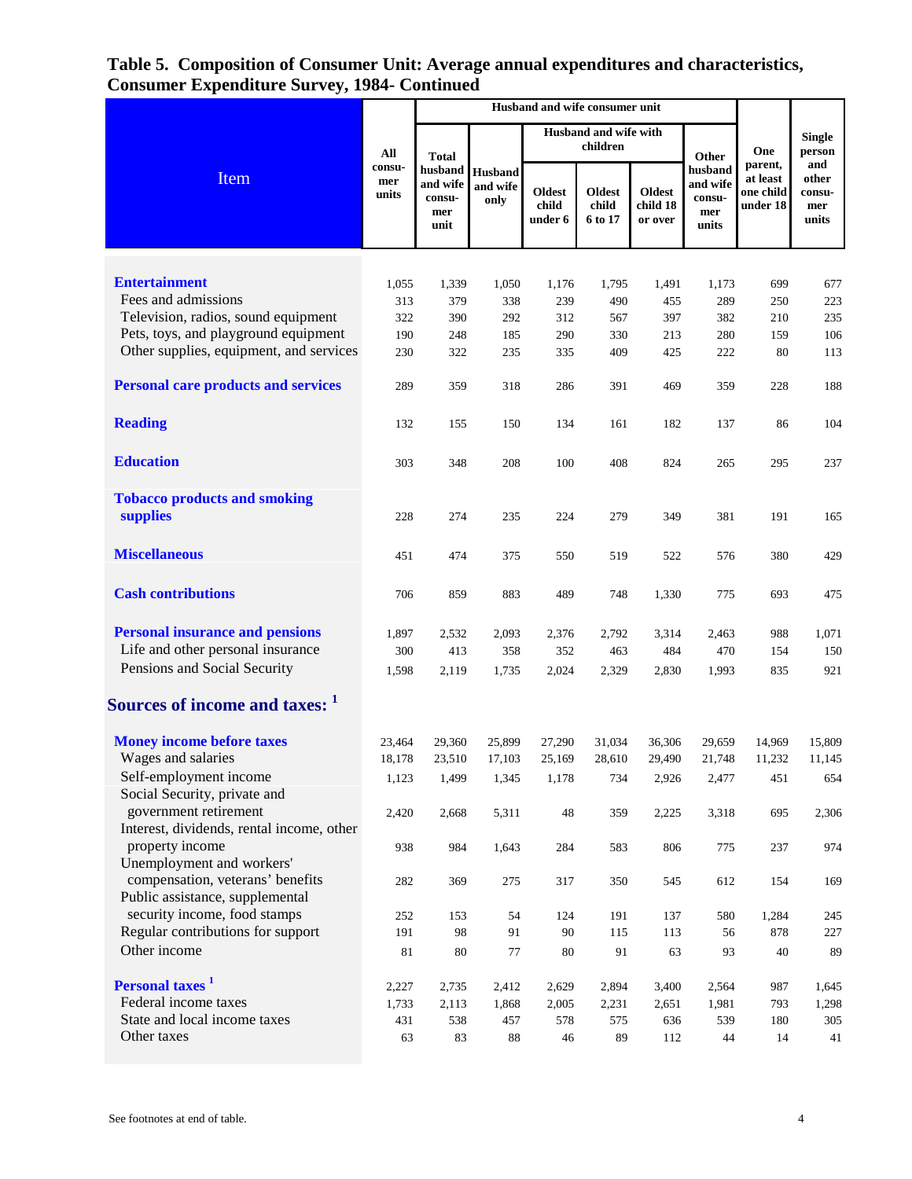# Table 5. Composition of Consumer Unit: Average annual expenditures and characteristics, Consumer Expenditure Survey, 1984- Continued

| Item | All consumer units | Husband and wife consumer unit: Total husband and wife consumer unit | Husband and wife only | Husband and wife with children: Oldest child under 6 | Oldest child 6 to 17 | Oldest child 18 or over | Other husband and wife consumer units | One parent, at least one child under 18 | Single person and other consumer units |
|---|---|---|---|---|---|---|---|---|---|
| **Entertainment** | 1,055 | 1,339 | 1,050 | 1,176 | 1,795 | 1,491 | 1,173 | 699 | 677 |
| Fees and admissions | 313 | 379 | 338 | 239 | 490 | 455 | 289 | 250 | 223 |
| Television, radios, sound equipment | 322 | 390 | 292 | 312 | 567 | 397 | 382 | 210 | 235 |
| Pets, toys, and playground equipment | 190 | 248 | 185 | 290 | 330 | 213 | 280 | 159 | 106 |
| Other supplies, equipment, and services | 230 | 322 | 235 | 335 | 409 | 425 | 222 | 80 | 113 |
| **Personal care products and services** | 289 | 359 | 318 | 286 | 391 | 469 | 359 | 228 | 188 |
| **Reading** | 132 | 155 | 150 | 134 | 161 | 182 | 137 | 86 | 104 |
| **Education** | 303 | 348 | 208 | 100 | 408 | 824 | 265 | 295 | 237 |
| **Tobacco products and smoking supplies** | 228 | 274 | 235 | 224 | 279 | 349 | 381 | 191 | 165 |
| **Miscellaneous** | 451 | 474 | 375 | 550 | 519 | 522 | 576 | 380 | 429 |
| **Cash contributions** | 706 | 859 | 883 | 489 | 748 | 1,330 | 775 | 693 | 475 |
| **Personal insurance and pensions** | 1,897 | 2,532 | 2,093 | 2,376 | 2,792 | 3,314 | 2,463 | 988 | 1,071 |
| Life and other personal insurance | 300 | 413 | 358 | 352 | 463 | 484 | 470 | 154 | 150 |
| Pensions and Social Security | 1,598 | 2,119 | 1,735 | 2,024 | 2,329 | 2,830 | 1,993 | 835 | 921 |
| **Sources of income and taxes:** [1] | | | | | | | | | |
| **Money income before taxes** | 23,464 | 29,360 | 25,899 | 27,290 | 31,034 | 36,306 | 29,659 | 14,969 | 15,809 |
| Wages and salaries | 18,178 | 23,510 | 17,103 | 25,169 | 28,610 | 29,490 | 21,748 | 11,232 | 11,145 |
| Self-employment income | 1,123 | 1,499 | 1,345 | 1,178 | 734 | 2,926 | 2,477 | 451 | 654 |
| Social Security, private and government retirement | 2,420 | 2,668 | 5,311 | 48 | 359 | 2,225 | 3,318 | 695 | 2,306 |
| Interest, dividends, rental income, other property income | 938 | 984 | 1,643 | 284 | 583 | 806 | 775 | 237 | 974 |
| Unemployment and workers' compensation, veterans' benefits | 282 | 369 | 275 | 317 | 350 | 545 | 612 | 154 | 169 |
| Public assistance, supplemental security income, food stamps | 252 | 153 | 54 | 124 | 191 | 137 | 580 | 1,284 | 245 |
| Regular contributions for support | 191 | 98 | 91 | 90 | 115 | 113 | 56 | 878 | 227 |
| Other income | 81 | 80 | 77 | 80 | 91 | 63 | 93 | 40 | 89 |
| **Personal taxes** [1] | 2,227 | 2,735 | 2,412 | 2,629 | 2,894 | 3,400 | 2,564 | 987 | 1,645 |
| Federal income taxes | 1,733 | 2,113 | 1,868 | 2,005 | 2,231 | 2,651 | 1,981 | 793 | 1,298 |
| State and local income taxes | 431 | 538 | 457 | 578 | 575 | 636 | 539 | 180 | 305 |
| Other taxes | 63 | 83 | 88 | 46 | 89 | 112 | 44 | 14 | 41 |

See footnotes at end of table.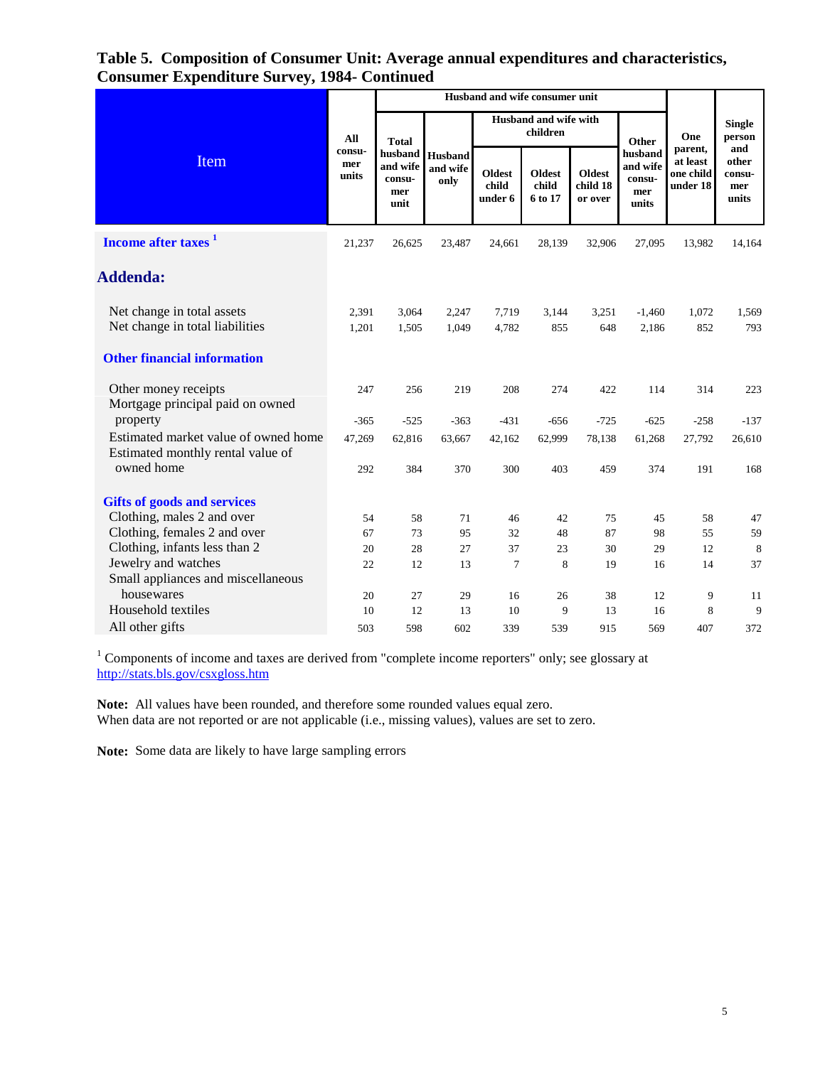## Table 5. Composition of Consumer Unit: Average annual expenditures and characteristics, Consumer Expenditure Survey, 1984- Continued

| Item | All consumer units | Husband and wife consumer unit | | | | | | One parent, at least one child under 18 | Single person and other consumer units |
|---|---|---|---|---|---|---|---|---|---|
| | | Total husband and wife consumer unit | Husband and wife only | Husband and wife with children | | | Other husband and wife consumer units | | |
| | | | | Oldest child under 6 | Oldest child 6 to 17 | Oldest child 18 or over | | | |
| **Income after taxes** [1] | 21,237 | 26,625 | 23,487 | 24,661 | 28,139 | 32,906 | 27,095 | 13,982 | 14,164 |
| **Addenda:** | | | | | | | | | |
| Net change in total assets | 2,391 | 3,064 | 2,247 | 7,719 | 3,144 | 3,251 | -1,460 | 1,072 | 1,569 |
| Net change in total liabilities | 1,201 | 1,505 | 1,049 | 4,782 | 855 | 648 | 2,186 | 852 | 793 |
| **Other financial information** | | | | | | | | | |
| Other money receipts | 247 | 256 | 219 | 208 | 274 | 422 | 114 | 314 | 223 |
| Mortgage principal paid on owned property | -365 | -525 | -363 | -431 | -656 | -725 | -625 | -258 | -137 |
| Estimated market value of owned home | 47,269 | 62,816 | 63,667 | 42,162 | 62,999 | 78,138 | 61,268 | 27,792 | 26,610 |
| Estimated monthly rental value of owned home | 292 | 384 | 370 | 300 | 403 | 459 | 374 | 191 | 168 |
| **Gifts of goods and services** | | | | | | | | | |
| Clothing, males 2 and over | 54 | 58 | 71 | 46 | 42 | 75 | 45 | 58 | 47 |
| Clothing, females 2 and over | 67 | 73 | 95 | 32 | 48 | 87 | 98 | 55 | 59 |
| Clothing, infants less than 2 | 20 | 28 | 27 | 37 | 23 | 30 | 29 | 12 | 8 |
| Jewelry and watches | 22 | 12 | 13 | 7 | 8 | 19 | 16 | 14 | 37 |
| Small appliances and miscellaneous housewares | 20 | 27 | 29 | 16 | 26 | 38 | 12 | 9 | 11 |
| Household textiles | 10 | 12 | 13 | 10 | 9 | 13 | 16 | 8 | 9 |
| All other gifts | 503 | 598 | 602 | 339 | 539 | 915 | 569 | 407 | 372 |

[1] Components of income and taxes are derived from "complete income reporters" only; see glossary at http://stats.bls.gov/csxgloss.htm

**Note:** All values have been rounded, and therefore some rounded values equal zero.
When data are not reported or are not applicable (i.e., missing values), values are set to zero.

**Note:** Some data are likely to have large sampling errors